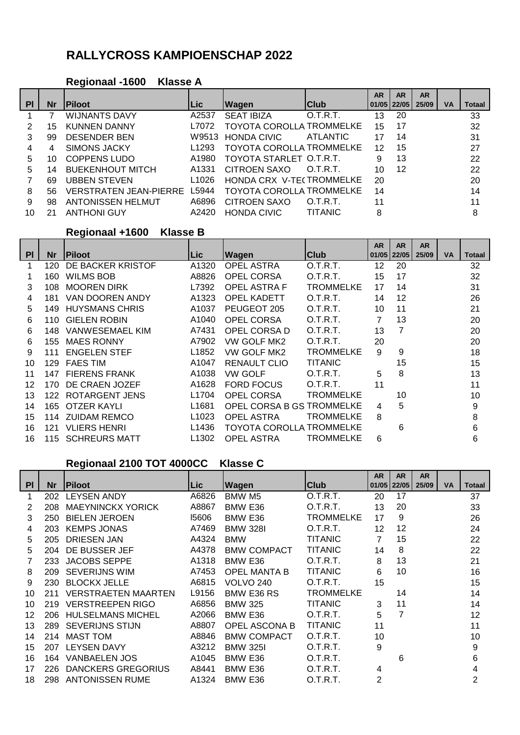# RALLYCROSS KAMPIOENSCHAP 2022

## Regionaal -1600 Klasse A

| Pl | Nr | Piloot | Lic | Wagen | Club | AR 01/05 | AR 22/05 | AR 25/09 | VA | Totaal |
|---|---|---|---|---|---|---|---|---|---|---|
| 1 | 7 | WIJNANTS DAVY | A2537 | SEAT IBIZA | O.T.R.T. | 13 | 20 | | | 33 |
| 2 | 15 | KUNNEN DANNY | L7072 | TOYOTA COROLLA | TROMMELKE | 15 | 17 | | | 32 |
| 3 | 99 | DESENDER BEN | W9513 | HONDA CIVIC | ATLANTIC | 17 | 14 | | | 31 |
| 4 | 4 | SIMONS JACKY | L1293 | TOYOTA COROLLA | TROMMELKE | 12 | 15 | | | 27 |
| 5 | 10 | COPPENS LUDO | A1980 | TOYOTA STARLET | O.T.R.T. | 9 | 13 | | | 22 |
| 5 | 14 | BUEKENHOUT MITCH | A1331 | CITROEN SAXO | O.T.R.T. | 10 | 12 | | | 22 |
| 7 | 69 | UBBEN STEVEN | L1026 | HONDA CRX V-TE( | TROMMELKE | 20 | | | | 20 |
| 8 | 56 | VERSTRATEN JEAN-PIERRE | L5944 | TOYOTA COROLLA | TROMMELKE | 14 | | | | 14 |
| 9 | 98 | ANTONISSEN HELMUT | A6896 | CITROEN SAXO | O.T.R.T. | 11 | | | | 11 |
| 10 | 21 | ANTHONI GUY | A2420 | HONDA CIVIC | TITANIC | 8 | | | | 8 |

## Regionaal +1600 Klasse B

| Pl | Nr | Piloot | Lic | Wagen | Club | AR 01/05 | AR 22/05 | AR 25/09 | VA | Totaal |
|---|---|---|---|---|---|---|---|---|---|---|
| 1 | 120 | DE BACKER KRISTOF | A1320 | OPEL ASTRA | O.T.R.T. | 12 | 20 | | | 32 |
| 1 | 160 | WILMS BOB | A8826 | OPEL CORSA | O.T.R.T. | 15 | 17 | | | 32 |
| 3 | 108 | MOOREN DIRK | L7392 | OPEL ASTRA F | TROMMELKE | 17 | 14 | | | 31 |
| 4 | 181 | VAN DOOREN ANDY | A1323 | OPEL KADETT | O.T.R.T. | 14 | 12 | | | 26 |
| 5 | 149 | HUYSMANS CHRIS | A1037 | PEUGEOT 205 | O.T.R.T. | 10 | 11 | | | 21 |
| 6 | 110 | GIELEN ROBIN | A1040 | OPEL CORSA | O.T.R.T. | 7 | 13 | | | 20 |
| 6 | 148 | VANWESEMAEL KIM | A7431 | OPEL CORSA D | O.T.R.T. | 13 | 7 | | | 20 |
| 6 | 155 | MAES RONNY | A7902 | VW GOLF MK2 | O.T.R.T. | 20 | | | | 20 |
| 9 | 111 | ENGELEN STEF | L1852 | VW GOLF MK2 | TROMMELKE | 9 | 9 | | | 18 |
| 10 | 129 | FAES TIM | A1047 | RENAULT CLIO | TITANIC | | 15 | | | 15 |
| 11 | 147 | FIERENS FRANK | A1038 | VW GOLF | O.T.R.T. | 5 | 8 | | | 13 |
| 12 | 170 | DE CRAEN JOZEF | A1628 | FORD FOCUS | O.T.R.T. | 11 | | | | 11 |
| 13 | 122 | ROTARGENT JENS | L1704 | OPEL CORSA | TROMMELKE | | 10 | | | 10 |
| 14 | 165 | OTZER KAYLI | L1681 | OPEL CORSA B GS | TROMMELKE | 4 | 5 | | | 9 |
| 15 | 114 | ZUIDAM REMCO | L1023 | OPEL ASTRA | TROMMELKE | 8 | | | | 8 |
| 16 | 121 | VLIERS HENRI | L1436 | TOYOTA COROLLA | TROMMELKE | | 6 | | | 6 |
| 16 | 115 | SCHREURS MATT | L1302 | OPEL ASTRA | TROMMELKE | 6 | | | | 6 |

## Regionaal 2100 TOT 4000CC Klasse C

| Pl | Nr | Piloot | Lic | Wagen | Club | AR 01/05 | AR 22/05 | AR 25/09 | VA | Totaal |
|---|---|---|---|---|---|---|---|---|---|---|
| 1 | 202 | LEYSEN ANDY | A6826 | BMW M5 | O.T.R.T. | 20 | 17 | | | 37 |
| 2 | 208 | MAEYNINCKX YORICK | A8867 | BMW E36 | O.T.R.T. | 13 | 20 | | | 33 |
| 3 | 250 | BIELEN JEROEN | I5606 | BMW E36 | TROMMELKE | 17 | 9 | | | 26 |
| 4 | 203 | KEMPS JONAS | A7469 | BMW 328I | O.T.R.T. | 12 | 12 | | | 24 |
| 5 | 205 | DRIESEN JAN | A4324 | BMW | TITANIC | 7 | 15 | | | 22 |
| 5 | 204 | DE BUSSER JEF | A4378 | BMW COMPACT | TITANIC | 14 | 8 | | | 22 |
| 7 | 233 | JACOBS SEPPE | A1318 | BMW E36 | O.T.R.T. | 8 | 13 | | | 21 |
| 8 | 209 | SEVERIJNS WIM | A7453 | OPEL MANTA B | TITANIC | 6 | 10 | | | 16 |
| 9 | 230 | BLOCKX JELLE | A6815 | VOLVO 240 | O.T.R.T. | 15 | | | | 15 |
| 10 | 211 | VERSTRAETEN MAARTEN | L9156 | BMW E36 RS | TROMMELKE | | 14 | | | 14 |
| 10 | 219 | VERSTREEPEN RIGO | A6856 | BMW 325 | TITANIC | 3 | 11 | | | 14 |
| 12 | 206 | HULSELMANS MICHEL | A2066 | BMW E36 | O.T.R.T. | 5 | 7 | | | 12 |
| 13 | 289 | SEVERIJNS STIJN | A8807 | OPEL ASCONA B | TITANIC | 11 | | | | 11 |
| 14 | 214 | MAST TOM | A8846 | BMW COMPACT | O.T.R.T. | 10 | | | | 10 |
| 15 | 207 | LEYSEN DAVY | A3212 | BMW 325I | O.T.R.T. | 9 | | | | 9 |
| 16 | 164 | VANBAELEN JOS | A1045 | BMW E36 | O.T.R.T. | | 6 | | | 6 |
| 17 | 226 | DANCKERS GREGORIUS | A8441 | BMW E36 | O.T.R.T. | 4 | | | | 4 |
| 18 | 298 | ANTONISSEN RUME | A1324 | BMW E36 | O.T.R.T. | 2 | | | | 2 |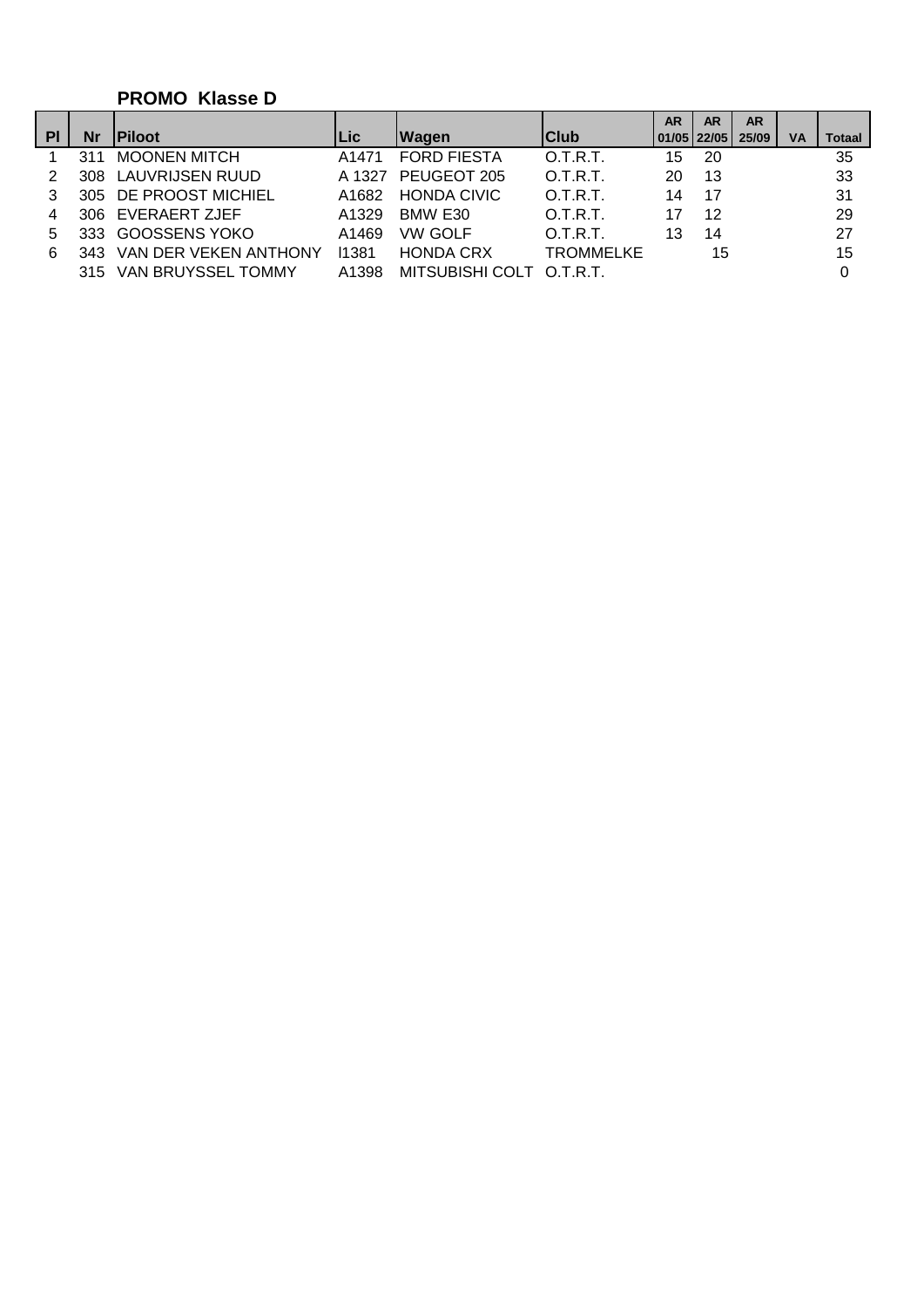**PROMO Klasse D**

| Pl | Nr | Piloot | Lic | Wagen | Club | AR 01/05 | AR 22/05 | AR 25/09 | VA | Totaal |
|---|---|---|---|---|---|---|---|---|---|---|
| 1 | 311 | MOONEN MITCH | A1471 | FORD FIESTA | O.T.R.T. | 15 | 20 | | | 35 |
| 2 | 308 | LAUVRIJSEN RUUD | A 1327 | PEUGEOT 205 | O.T.R.T. | 20 | 13 | | | 33 |
| 3 | 305 | DE PROOST MICHIEL | A1682 | HONDA CIVIC | O.T.R.T. | 14 | 17 | | | 31 |
| 4 | 306 | EVERAERT ZJEF | A1329 | BMW E30 | O.T.R.T. | 17 | 12 | | | 29 |
| 5 | 333 | GOOSSENS YOKO | A1469 | VW GOLF | O.T.R.T. | 13 | 14 | | | 27 |
| 6 | 343 | VAN DER VEKEN ANTHONY | I1381 | HONDA CRX | TROMMELKE | | 15 | | | 15 |
| | 315 | VAN BRUYSSEL TOMMY | A1398 | MITSUBISHI COLT | O.T.R.T. | | | | | 0 |